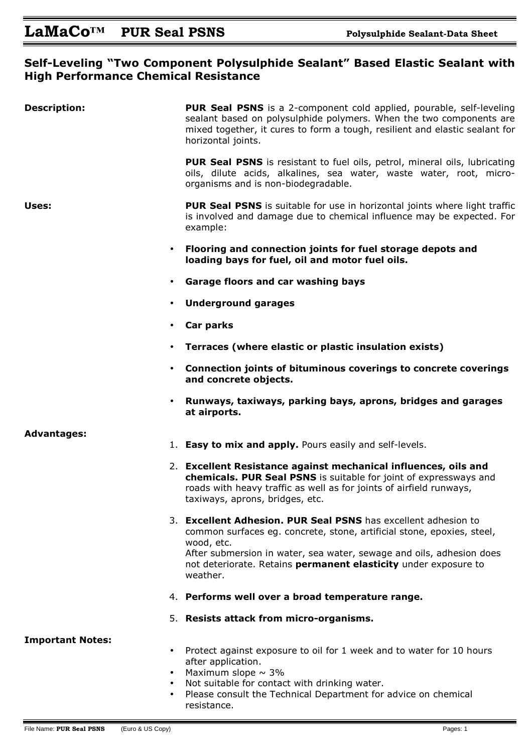# LaMaCo™ PUR Seal PSNS

## Self-Leveling "Two Component Polysulphide Sealant" Based Elastic Sealant with High Performance Chemical Resistance

**Description:**

**PUR Seal PSNS** is a 2-component cold applied, pourable, self-leveling sealant based on polysulphide polymers. When the two components are mixed together, it cures to form a tough, resilient and elastic sealant for horizontal joints.

**PUR Seal PSNS** is resistant to fuel oils, petrol, mineral oils, lubricating oils, dilute acids, alkalines, sea water, waste water, root, micro-organisms and is non-biodegradable.

**Uses:**

**PUR Seal PSNS** is suitable for use in horizontal joints where light traffic is involved and damage due to chemical influence may be expected. For example:

- **Flooring and connection joints for fuel storage depots and loading bays for fuel, oil and motor fuel oils.**
- **Garage floors and car washing bays**
- **Underground garages**
- **Car parks**
- **Terraces (where elastic or plastic insulation exists)**
- **Connection joints of bituminous coverings to concrete coverings and concrete objects.**
- **Runways, taxiways, parking bays, aprons, bridges and garages at airports.**

**Advantages:**

1. **Easy to mix and apply.** Pours easily and self-levels.
2. **Excellent Resistance against mechanical influences, oils and chemicals. PUR Seal PSNS** is suitable for joint of expressways and roads with heavy traffic as well as for joints of airfield runways, taxiways, aprons, bridges, etc.
3. **Excellent Adhesion. PUR Seal PSNS** has excellent adhesion to common surfaces eg. concrete, stone, artificial stone, epoxies, steel, wood, etc.
   After submersion in water, sea water, sewage and oils, adhesion does not deteriorate. Retains **permanent elasticity** under exposure to weather.
4. **Performs well over a broad temperature range.**
5. **Resists attack from micro-organisms.**

**Important Notes:**

- Protect against exposure to oil for 1 week and to water for 10 hours after application.
- Maximum slope ~ 3%
- Not suitable for contact with drinking water.
- Please consult the Technical Department for advice on chemical resistance.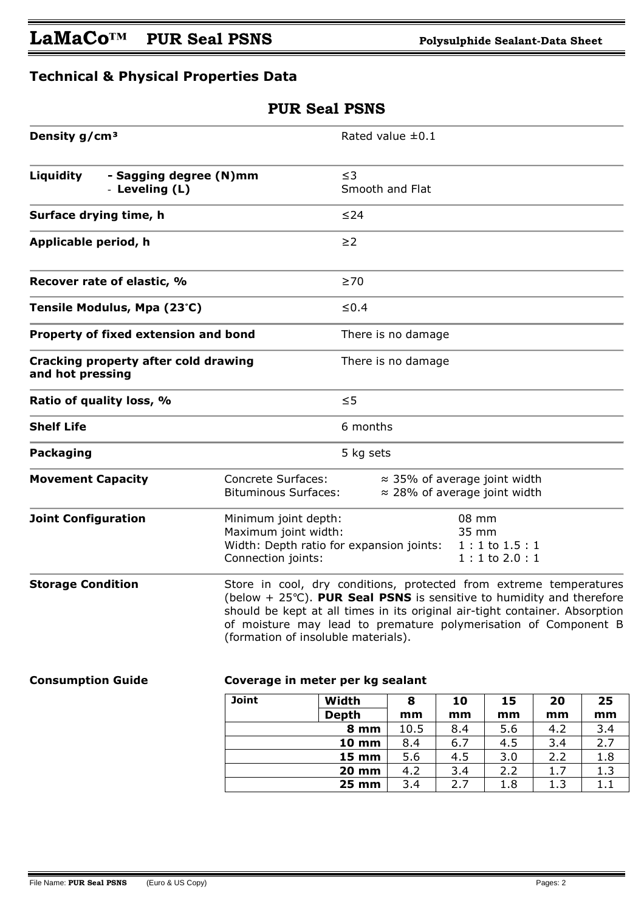## Technical & Physical Properties Data

| PUR Seal PSNS | | |
|---|---|---|
| **Density g/cm³** | | Rated value ±0.1 |
| **Liquidity** - **Sagging degree (N)mm**<br>- **Leveling (L)** | | ≤3<br>Smooth and Flat |
| **Surface drying time, h** | | ≤24 |
| **Applicable period, h** | | ≥2 |
| **Recover rate of elastic, %** | | ≥70 |
| **Tensile Modulus, Mpa (23°C)** | | ≤0.4 |
| **Property of fixed extension and bond** | | There is no damage |
| **Cracking property after cold drawing and hot pressing** | | There is no damage |
| **Ratio of quality loss, %** | | ≤5 |
| **Shelf Life** | | 6 months |
| **Packaging** | | 5 kg sets |
| **Movement Capacity** | Concrete Surfaces:<br>Bituminous Surfaces: | ≈ 35% of average joint width<br>≈ 28% of average joint width |
| **Joint Configuration** | Minimum joint depth:<br>Maximum joint width:<br>Width: Depth ratio for expansion joints:<br>Connection joints: | 08 mm<br>35 mm<br>1 : 1 to 1.5 : 1<br>1 : 1 to 2.0 : 1 |
| **Storage Condition** | Store in cool, dry conditions, protected from extreme temperatures (below + 25℃). **PUR Seal PSNS** is sensitive to humidity and therefore should be kept at all times in its original air-tight container. Absorption of moisture may lead to premature polymerisation of Component B (formation of insoluble materials). | |

**Consumption Guide**

**Coverage in meter per kg sealant**

| Joint | Width / Depth | 8 mm | 10 mm | 15 mm | 20 mm | 25 mm |
|---|---|---|---|---|---|---|
| | **8 mm** | 10.5 | 8.4 | 5.6 | 4.2 | 3.4 |
| | **10 mm** | 8.4 | 6.7 | 4.5 | 3.4 | 2.7 |
| | **15 mm** | 5.6 | 4.5 | 3.0 | 2.2 | 1.8 |
| | **20 mm** | 4.2 | 3.4 | 2.2 | 1.7 | 1.3 |
| | **25 mm** | 3.4 | 2.7 | 1.8 | 1.3 | 1.1 |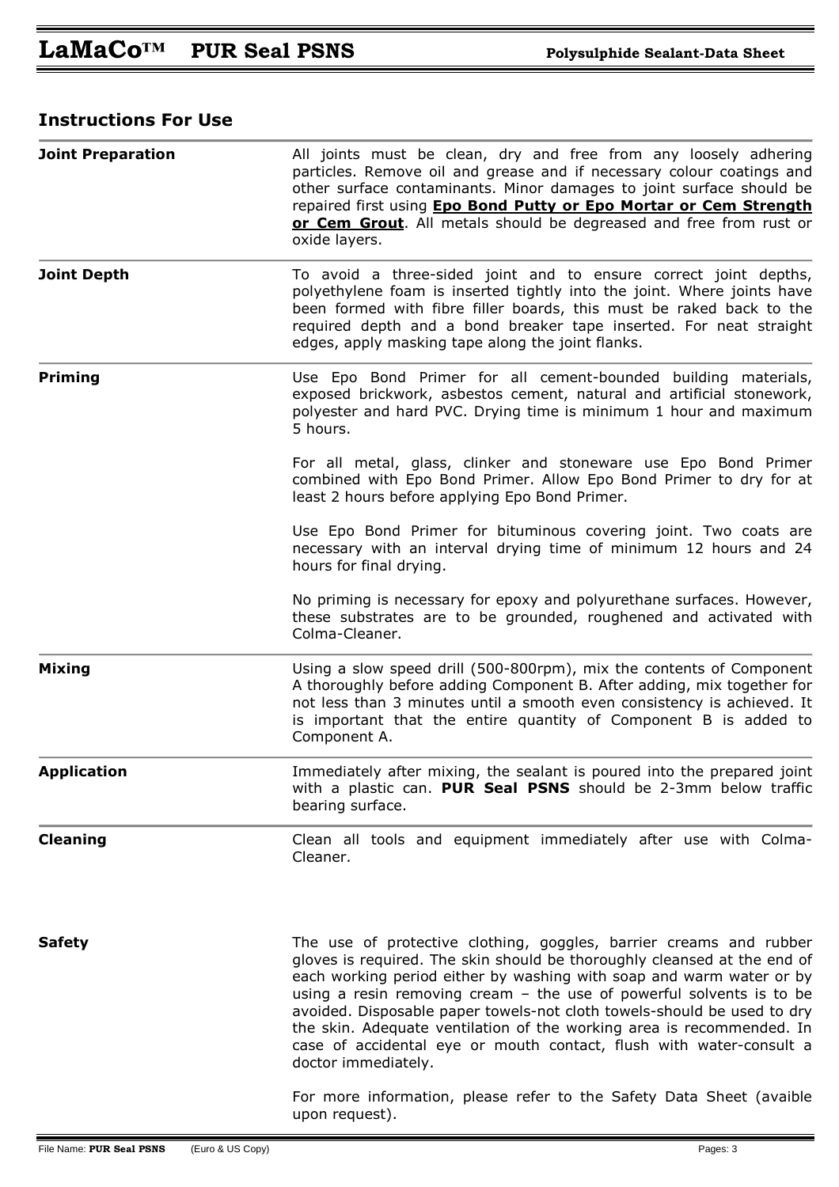## Instructions For Use

| | |
|---|---|
| **Joint Preparation** | All joints must be clean, dry and free from any loosely adhering particles. Remove oil and grease and if necessary colour coatings and other surface contaminants. Minor damages to joint surface should be repaired first using **Epo Bond Putty or Epo Mortar or Cem Strength or Cem Grout**. All metals should be degreased and free from rust or oxide layers. |
| **Joint Depth** | To avoid a three-sided joint and to ensure correct joint depths, polyethylene foam is inserted tightly into the joint. Where joints have been formed with fibre filler boards, this must be raked back to the required depth and a bond breaker tape inserted. For neat straight edges, apply masking tape along the joint flanks. |
| **Priming** | Use Epo Bond Primer for all cement-bounded building materials, exposed brickwork, asbestos cement, natural and artificial stonework, polyester and hard PVC. Drying time is minimum 1 hour and maximum 5 hours.<br><br>For all metal, glass, clinker and stoneware use Epo Bond Primer combined with Epo Bond Primer. Allow Epo Bond Primer to dry for at least 2 hours before applying Epo Bond Primer.<br><br>Use Epo Bond Primer for bituminous covering joint. Two coats are necessary with an interval drying time of minimum 12 hours and 24 hours for final drying.<br><br>No priming is necessary for epoxy and polyurethane surfaces. However, these substrates are to be grounded, roughened and activated with Colma-Cleaner. |
| **Mixing** | Using a slow speed drill (500-800rpm), mix the contents of Component A thoroughly before adding Component B. After adding, mix together for not less than 3 minutes until a smooth even consistency is achieved. It is important that the entire quantity of Component B is added to Component A. |
| **Application** | Immediately after mixing, the sealant is poured into the prepared joint with a plastic can. **PUR Seal PSNS** should be 2-3mm below traffic bearing surface. |
| **Cleaning** | Clean all tools and equipment immediately after use with Colma-Cleaner. |
| **Safety** | The use of protective clothing, goggles, barrier creams and rubber gloves is required. The skin should be thoroughly cleansed at the end of each working period either by washing with soap and warm water or by using a resin removing cream – the use of powerful solvents is to be avoided. Disposable paper towels-not cloth towels-should be used to dry the skin. Adequate ventilation of the working area is recommended. In case of accidental eye or mouth contact, flush with water-consult a doctor immediately.<br><br>For more information, please refer to the Safety Data Sheet (avaible upon request). |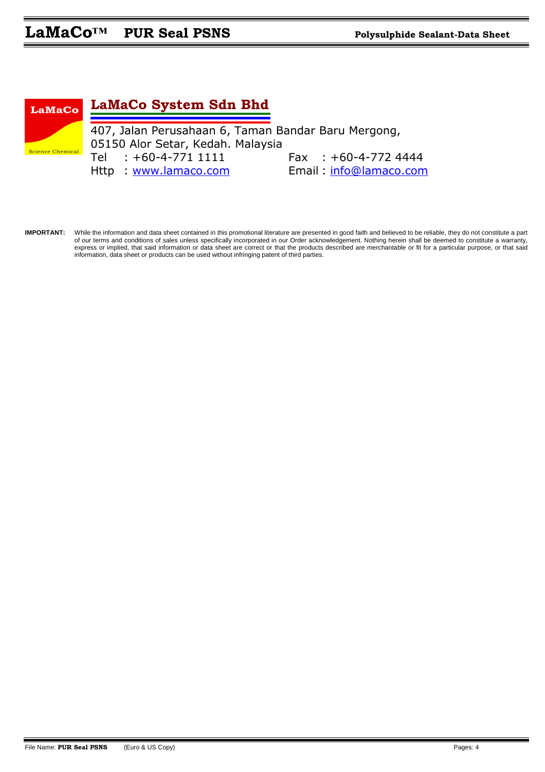## LaMaCo System Sdn Bhd

407, Jalan Perusahaan 6, Taman Bandar Baru Mergong,
05150 Alor Setar, Kedah. Malaysia

Tel : +60-4-771 1111 Fax : +60-4-772 4444

Http : [www.lamaco.com](http://www.lamaco.com) Email : [info@lamaco.com](mailto:info@lamaco.com)

**IMPORTANT:** While the information and data sheet contained in this promotional literature are presented in good faith and believed to be reliable, they do not constitute a part of our terms and conditions of sales unless specifically incorporated in our Order acknowledgement. Nothing herein shall be deemed to constitute a warranty, express or implied, that said information or data sheet are correct or that the products described are merchantable or fit for a particular purpose, or that said information, data sheet or products can be used without infringing patent of third parties.